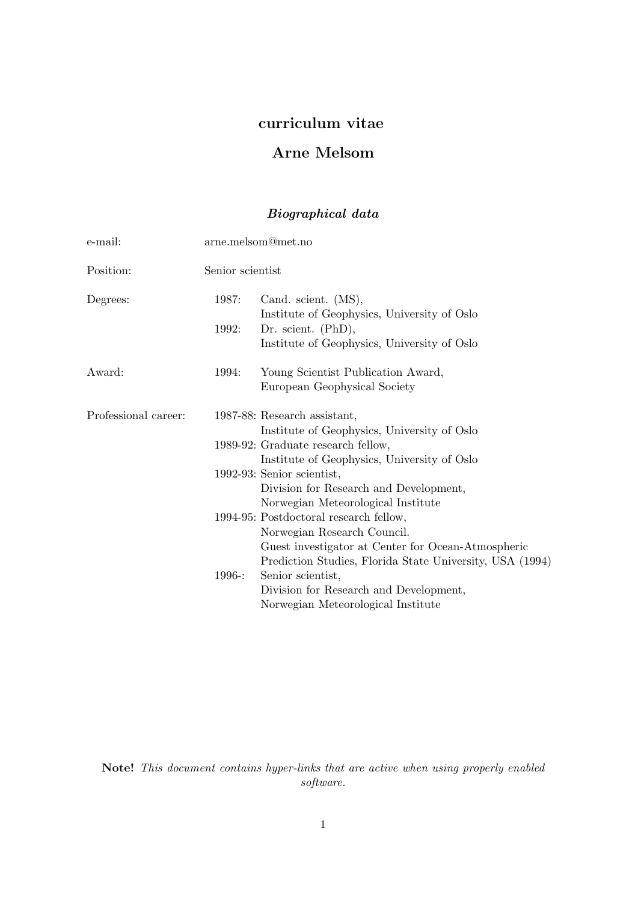# curriculum vitae

# Arne Melsom

## *Biographical data*

| | | |
|---|---|---|
| e-mail: | arne.melsom@met.no | |
| Position: | Senior scientist | |
| Degrees: | 1987: | Cand. scient. (MS), Institute of Geophysics, University of Oslo |
| | 1992: | Dr. scient. (PhD), Institute of Geophysics, University of Oslo |
| Award: | 1994: | Young Scientist Publication Award, European Geophysical Society |
| Professional career: | 1987-88: | Research assistant, Institute of Geophysics, University of Oslo |
| | 1989-92: | Graduate research fellow, Institute of Geophysics, University of Oslo |
| | 1992-93: | Senior scientist, Division for Research and Development, Norwegian Meteorological Institute |
| | 1994-95: | Postdoctoral research fellow, Norwegian Research Council. Guest investigator at Center for Ocean-Atmospheric Prediction Studies, Florida State University, USA (1994) |
| | 1996-: | Senior scientist, Division for Research and Development, Norwegian Meteorological Institute |

**Note!** *This document contains hyper-links that are active when using properly enabled software.*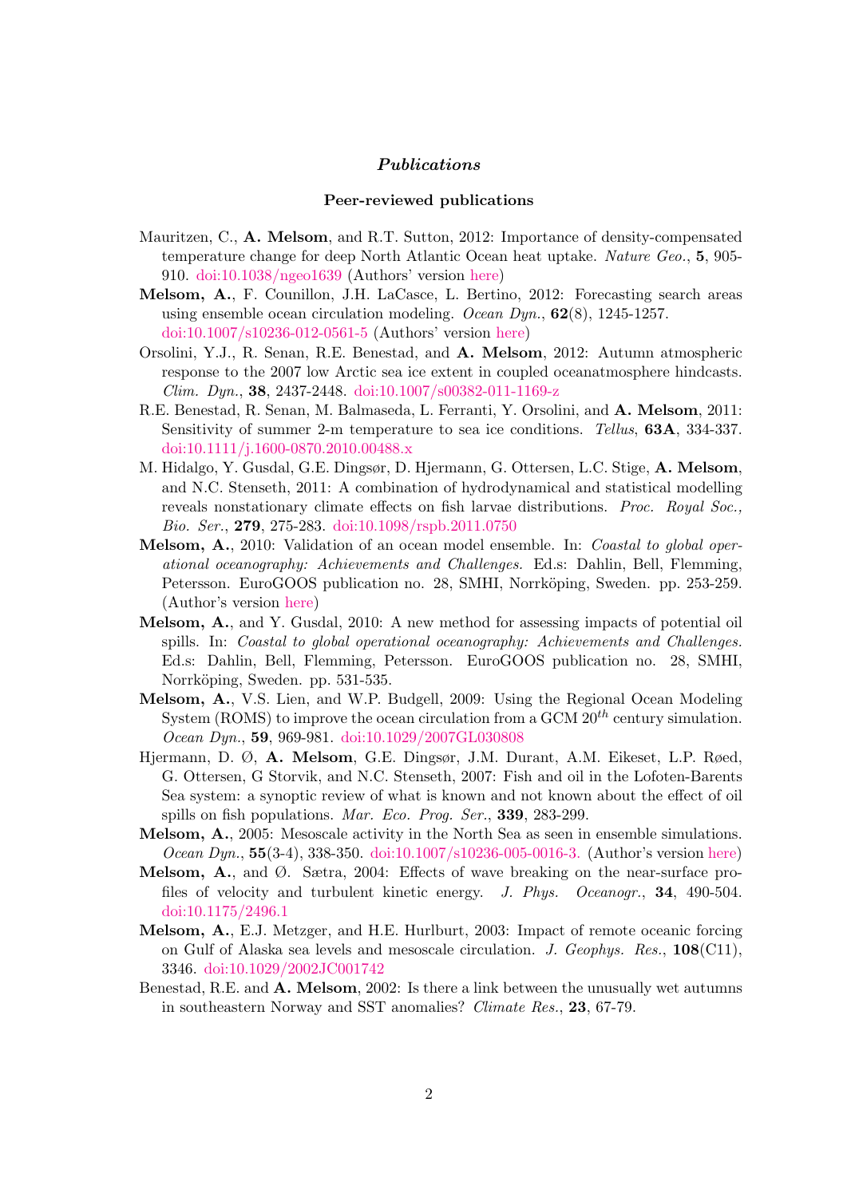## *Publications*

### Peer-reviewed publications

- Mauritzen, C., **A. Melsom**, and R.T. Sutton, 2012: Importance of density-compensated temperature change for deep North Atlantic Ocean heat uptake. *Nature Geo.*, **5**, 905-910. doi:10.1038/ngeo1639 (Authors' version here)
- **Melsom, A.**, F. Counillon, J.H. LaCasce, L. Bertino, 2012: Forecasting search areas using ensemble ocean circulation modeling. *Ocean Dyn.*, **62**(8), 1245-1257. doi:10.1007/s10236-012-0561-5 (Authors' version here)
- Orsolini, Y.J., R. Senan, R.E. Benestad, and **A. Melsom**, 2012: Autumn atmospheric response to the 2007 low Arctic sea ice extent in coupled oceanatmosphere hindcasts. *Clim. Dyn.*, **38**, 2437-2448. doi:10.1007/s00382-011-1169-z
- R.E. Benestad, R. Senan, M. Balmaseda, L. Ferranti, Y. Orsolini, and **A. Melsom**, 2011: Sensitivity of summer 2-m temperature to sea ice conditions. *Tellus*, **63A**, 334-337. doi:10.1111/j.1600-0870.2010.00488.x
- M. Hidalgo, Y. Gusdal, G.E. Dingsør, D. Hjermann, G. Ottersen, L.C. Stige, **A. Melsom**, and N.C. Stenseth, 2011: A combination of hydrodynamical and statistical modelling reveals nonstationary climate effects on fish larvae distributions. *Proc. Royal Soc., Bio. Ser.*, **279**, 275-283. doi:10.1098/rspb.2011.0750
- **Melsom, A.**, 2010: Validation of an ocean model ensemble. In: *Coastal to global operational oceanography: Achievements and Challenges.* Ed.s: Dahlin, Bell, Flemming, Petersson. EuroGOOS publication no. 28, SMHI, Norrköping, Sweden. pp. 253-259. (Author's version here)
- **Melsom, A.**, and Y. Gusdal, 2010: A new method for assessing impacts of potential oil spills. In: *Coastal to global operational oceanography: Achievements and Challenges.* Ed.s: Dahlin, Bell, Flemming, Petersson. EuroGOOS publication no. 28, SMHI, Norrköping, Sweden. pp. 531-535.
- **Melsom, A.**, V.S. Lien, and W.P. Budgell, 2009: Using the Regional Ocean Modeling System (ROMS) to improve the ocean circulation from a GCM $20^{th}$ century simulation. *Ocean Dyn.*, **59**, 969-981. doi:10.1029/2007GL030808
- Hjermann, D. Ø, **A. Melsom**, G.E. Dingsør, J.M. Durant, A.M. Eikeset, L.P. Røed, G. Ottersen, G Storvik, and N.C. Stenseth, 2007: Fish and oil in the Lofoten-Barents Sea system: a synoptic review of what is known and not known about the effect of oil spills on fish populations. *Mar. Eco. Prog. Ser.*, **339**, 283-299.
- **Melsom, A.**, 2005: Mesoscale activity in the North Sea as seen in ensemble simulations. *Ocean Dyn.*, **55**(3-4), 338-350. doi:10.1007/s10236-005-0016-3. (Author's version here)
- **Melsom, A.**, and Ø. Sætra, 2004: Effects of wave breaking on the near-surface profiles of velocity and turbulent kinetic energy. *J. Phys. Oceanogr.*, **34**, 490-504. doi:10.1175/2496.1
- **Melsom, A.**, E.J. Metzger, and H.E. Hurlburt, 2003: Impact of remote oceanic forcing on Gulf of Alaska sea levels and mesoscale circulation. *J. Geophys. Res.*, **108**(C11), 3346. doi:10.1029/2002JC001742
- Benestad, R.E. and **A. Melsom**, 2002: Is there a link between the unusually wet autumns in southeastern Norway and SST anomalies? *Climate Res.*, **23**, 67-79.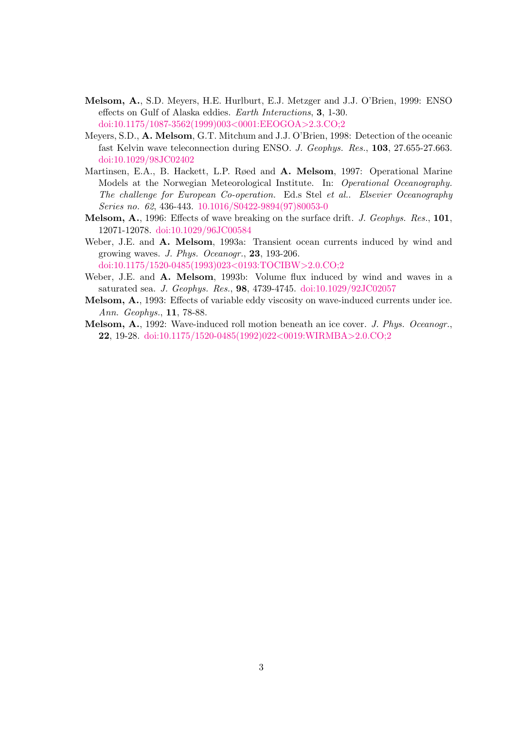**Melsom, A.**, S.D. Meyers, H.E. Hurlburt, E.J. Metzger and J.J. O'Brien, 1999: ENSO effects on Gulf of Alaska eddies. *Earth Interactions*, **3**, 1-30. doi:10.1175/1087-3562(1999)003<0001:EEOGOA>2.3.CO;2

Meyers, S.D., **A. Melsom**, G.T. Mitchum and J.J. O'Brien, 1998: Detection of the oceanic fast Kelvin wave teleconnection during ENSO. *J. Geophys. Res.*, **103**, 27.655-27.663. doi:10.1029/98JC02402

Martinsen, E.A., B. Hackett, L.P. Røed and **A. Melsom**, 1997: Operational Marine Models at the Norwegian Meteorological Institute. In: *Operational Oceanography. The challenge for European Co-operation.* Ed.s Stel *et al.*. *Elsevier Oceanography Series no. 62*, 436-443. 10.1016/S0422-9894(97)80053-0

**Melsom, A.**, 1996: Effects of wave breaking on the surface drift. *J. Geophys. Res.*, **101**, 12071-12078. doi:10.1029/96JC00584

Weber, J.E. and **A. Melsom**, 1993a: Transient ocean currents induced by wind and growing waves. *J. Phys. Oceanogr.*, **23**, 193-206. doi:10.1175/1520-0485(1993)023<0193:TOCIBW>2.0.CO;2

Weber, J.E. and **A. Melsom**, 1993b: Volume flux induced by wind and waves in a saturated sea. *J. Geophys. Res.*, **98**, 4739-4745. doi:10.1029/92JC02057

**Melsom, A.**, 1993: Effects of variable eddy viscosity on wave-induced currents under ice. *Ann. Geophys.*, **11**, 78-88.

**Melsom, A.**, 1992: Wave-induced roll motion beneath an ice cover. *J. Phys. Oceanogr.*, **22**, 19-28. doi:10.1175/1520-0485(1992)022<0019:WIRMBA>2.0.CO;2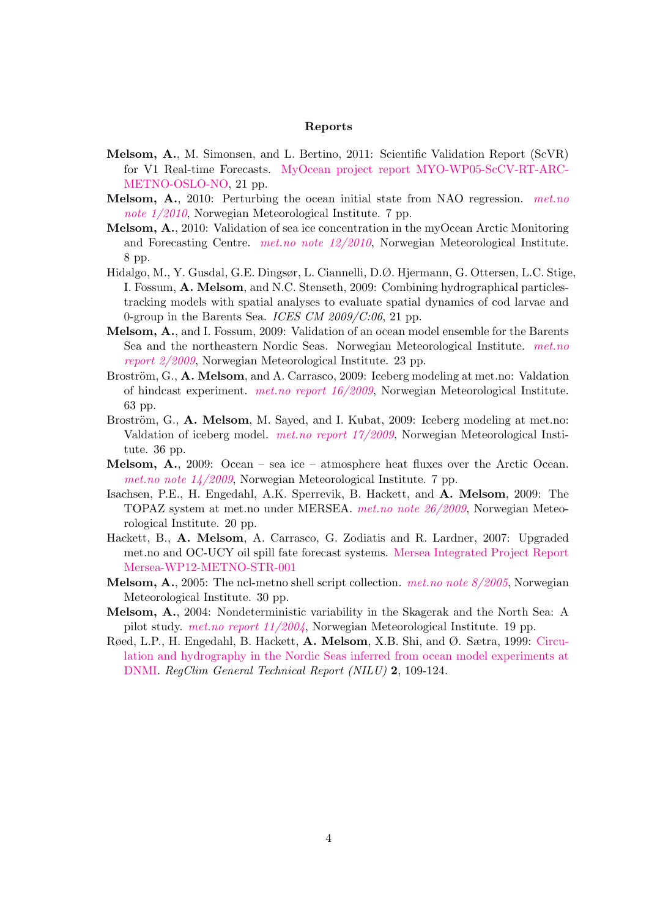### Reports

**Melsom, A.**, M. Simonsen, and L. Bertino, 2011: Scientific Validation Report (ScVR) for V1 Real-time Forecasts. MyOcean project report MYO-WP05-ScCV-RT-ARC-METNO-OSLO-NO, 21 pp.

**Melsom, A.**, 2010: Perturbing the ocean initial state from NAO regression. *met.no note 1/2010*, Norwegian Meteorological Institute. 7 pp.

**Melsom, A.**, 2010: Validation of sea ice concentration in the myOcean Arctic Monitoring and Forecasting Centre. *met.no note 12/2010*, Norwegian Meteorological Institute. 8 pp.

Hidalgo, M., Y. Gusdal, G.E. Dingsør, L. Ciannelli, D.Ø. Hjermann, G. Ottersen, L.C. Stige, I. Fossum, **A. Melsom**, and N.C. Stenseth, 2009: Combining hydrographical particles-tracking models with spatial analyses to evaluate spatial dynamics of cod larvae and 0-group in the Barents Sea. *ICES CM 2009/C:06*, 21 pp.

**Melsom, A.**, and I. Fossum, 2009: Validation of an ocean model ensemble for the Barents Sea and the northeastern Nordic Seas. Norwegian Meteorological Institute. *met.no report 2/2009*, Norwegian Meteorological Institute. 23 pp.

Broström, G., **A. Melsom**, and A. Carrasco, 2009: Iceberg modeling at met.no: Valdation of hindcast experiment. *met.no report 16/2009*, Norwegian Meteorological Institute. 63 pp.

Broström, G., **A. Melsom**, M. Sayed, and I. Kubat, 2009: Iceberg modeling at met.no: Valdation of iceberg model. *met.no report 17/2009*, Norwegian Meteorological Institute. 36 pp.

**Melsom, A.**, 2009: Ocean – sea ice – atmosphere heat fluxes over the Arctic Ocean. *met.no note 14/2009*, Norwegian Meteorological Institute. 7 pp.

Isachsen, P.E., H. Engedahl, A.K. Sperrevik, B. Hackett, and **A. Melsom**, 2009: The TOPAZ system at met.no under MERSEA. *met.no note 26/2009*, Norwegian Meteorological Institute. 20 pp.

Hackett, B., **A. Melsom**, A. Carrasco, G. Zodiatis and R. Lardner, 2007: Upgraded met.no and OC-UCY oil spill fate forecast systems. Mersea Integrated Project Report Mersea-WP12-METNO-STR-001

**Melsom, A.**, 2005: The ncl-metno shell script collection. *met.no note 8/2005*, Norwegian Meteorological Institute. 30 pp.

**Melsom, A.**, 2004: Nondeterministic variability in the Skagerak and the North Sea: A pilot study. *met.no report 11/2004*, Norwegian Meteorological Institute. 19 pp.

Røed, L.P., H. Engedahl, B. Hackett, **A. Melsom**, X.B. Shi, and Ø. Sætra, 1999: Circulation and hydrography in the Nordic Seas inferred from ocean model experiments at DNMI. *RegClim General Technical Report (NILU)* **2**, 109-124.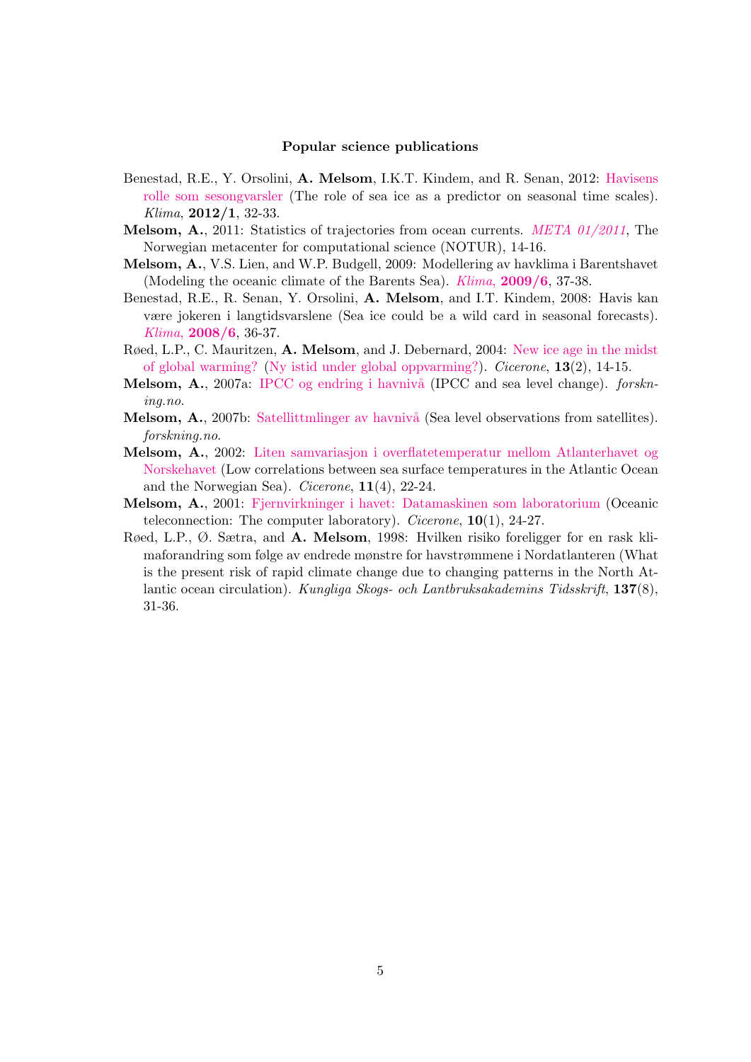**Popular science publications**

Benestad, R.E., Y. Orsolini, **A. Melsom**, I.K.T. Kindem, and R. Senan, 2012: Havisens rolle som sesongvarsler (The role of sea ice as a predictor on seasonal time scales). *Klima*, **2012/1**, 32-33.

**Melsom, A.**, 2011: Statistics of trajectories from ocean currents. *META 01/2011*, The Norwegian metacenter for computational science (NOTUR), 14-16.

**Melsom, A.**, V.S. Lien, and W.P. Budgell, 2009: Modellering av havklima i Barentshavet (Modeling the oceanic climate of the Barents Sea). *Klima*, **2009/6**, 37-38.

Benestad, R.E., R. Senan, Y. Orsolini, **A. Melsom**, and I.T. Kindem, 2008: Havis kan være jokeren i langtidsvarslene (Sea ice could be a wild card in seasonal forecasts). *Klima*, **2008/6**, 36-37.

Røed, L.P., C. Mauritzen, **A. Melsom**, and J. Debernard, 2004: New ice age in the midst of global warming? (Ny istid under global oppvarming?). *Cicerone*, **13**(2), 14-15.

**Melsom, A.**, 2007a: IPCC og endring i havnivå (IPCC and sea level change). *forskning.no*.

**Melsom, A.**, 2007b: Satellittmlinger av havnivå (Sea level observations from satellites). *forskning.no*.

**Melsom, A.**, 2002: Liten samvariasjon i overflatetemperatur mellom Atlanterhavet og Norskehavet (Low correlations between sea surface temperatures in the Atlantic Ocean and the Norwegian Sea). *Cicerone*, **11**(4), 22-24.

**Melsom, A.**, 2001: Fjernvirkninger i havet: Datamaskinen som laboratorium (Oceanic teleconnection: The computer laboratory). *Cicerone*, **10**(1), 24-27.

Røed, L.P., Ø. Sætra, and **A. Melsom**, 1998: Hvilken risiko foreligger for en rask klimaforandring som følge av endrede mønstre for havstrømmene i Nordatlanteren (What is the present risk of rapid climate change due to changing patterns in the North Atlantic ocean circulation). *Kungliga Skogs- och Lantbruksakademins Tidsskrift*, **137**(8), 31-36.